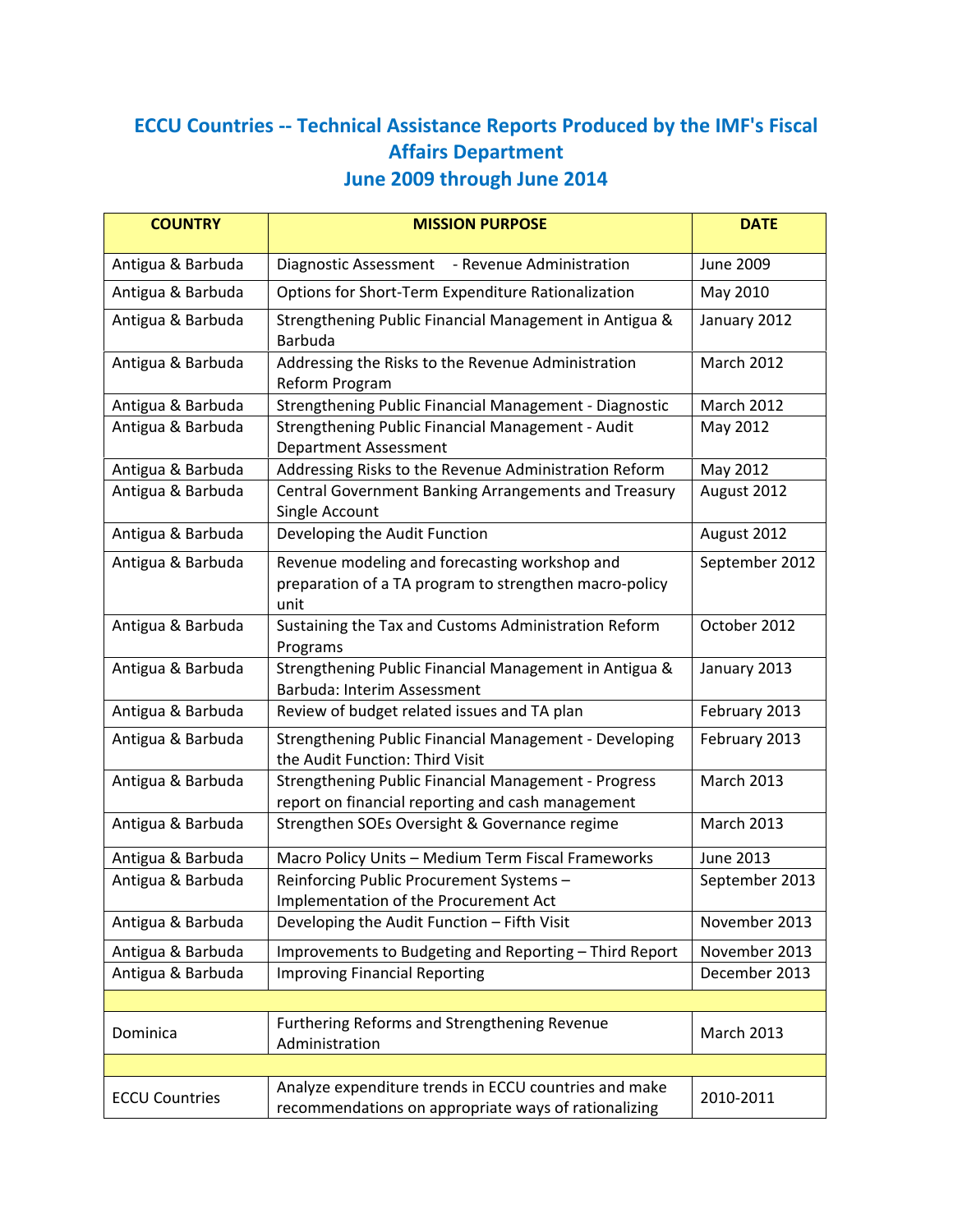# ECCU Countries -- Technical Assistance Reports Produced by the IMF's Fiscal Affairs Department

## June 2009 through June 2014

| COUNTRY | MISSION PURPOSE | DATE |
|---|---|---|
| Antigua & Barbuda | Diagnostic Assessment - Revenue Administration | June 2009 |
| Antigua & Barbuda | Options for Short-Term Expenditure Rationalization | May 2010 |
| Antigua & Barbuda | Strengthening Public Financial Management in Antigua & Barbuda | January 2012 |
| Antigua & Barbuda | Addressing the Risks to the Revenue Administration Reform Program | March 2012 |
| Antigua & Barbuda | Strengthening Public Financial Management - Diagnostic | March 2012 |
| Antigua & Barbuda | Strengthening Public Financial Management - Audit Department Assessment | May 2012 |
| Antigua & Barbuda | Addressing Risks to the Revenue Administration Reform | May 2012 |
| Antigua & Barbuda | Central Government Banking Arrangements and Treasury Single Account | August 2012 |
| Antigua & Barbuda | Developing the Audit Function | August 2012 |
| Antigua & Barbuda | Revenue modeling and forecasting workshop and preparation of a TA program to strengthen macro-policy unit | September 2012 |
| Antigua & Barbuda | Sustaining the Tax and Customs Administration Reform Programs | October 2012 |
| Antigua & Barbuda | Strengthening Public Financial Management in Antigua & Barbuda: Interim Assessment | January 2013 |
| Antigua & Barbuda | Review of budget related issues and TA plan | February 2013 |
| Antigua & Barbuda | Strengthening Public Financial Management - Developing the Audit Function: Third Visit | February 2013 |
| Antigua & Barbuda | Strengthening Public Financial Management - Progress report on financial reporting and cash management | March 2013 |
| Antigua & Barbuda | Strengthen SOEs Oversight & Governance regime | March 2013 |
| Antigua & Barbuda | Macro Policy Units – Medium Term Fiscal Frameworks | June 2013 |
| Antigua & Barbuda | Reinforcing Public Procurement Systems – Implementation of the Procurement Act | September 2013 |
| Antigua & Barbuda | Developing the Audit Function – Fifth Visit | November 2013 |
| Antigua & Barbuda | Improvements to Budgeting and Reporting – Third Report | November 2013 |
| Antigua & Barbuda | Improving Financial Reporting | December 2013 |
| | | |
| Dominica | Furthering Reforms and Strengthening Revenue Administration | March 2013 |
| | | |
| ECCU Countries | Analyze expenditure trends in ECCU countries and make recommendations on appropriate ways of rationalizing | 2010-2011 |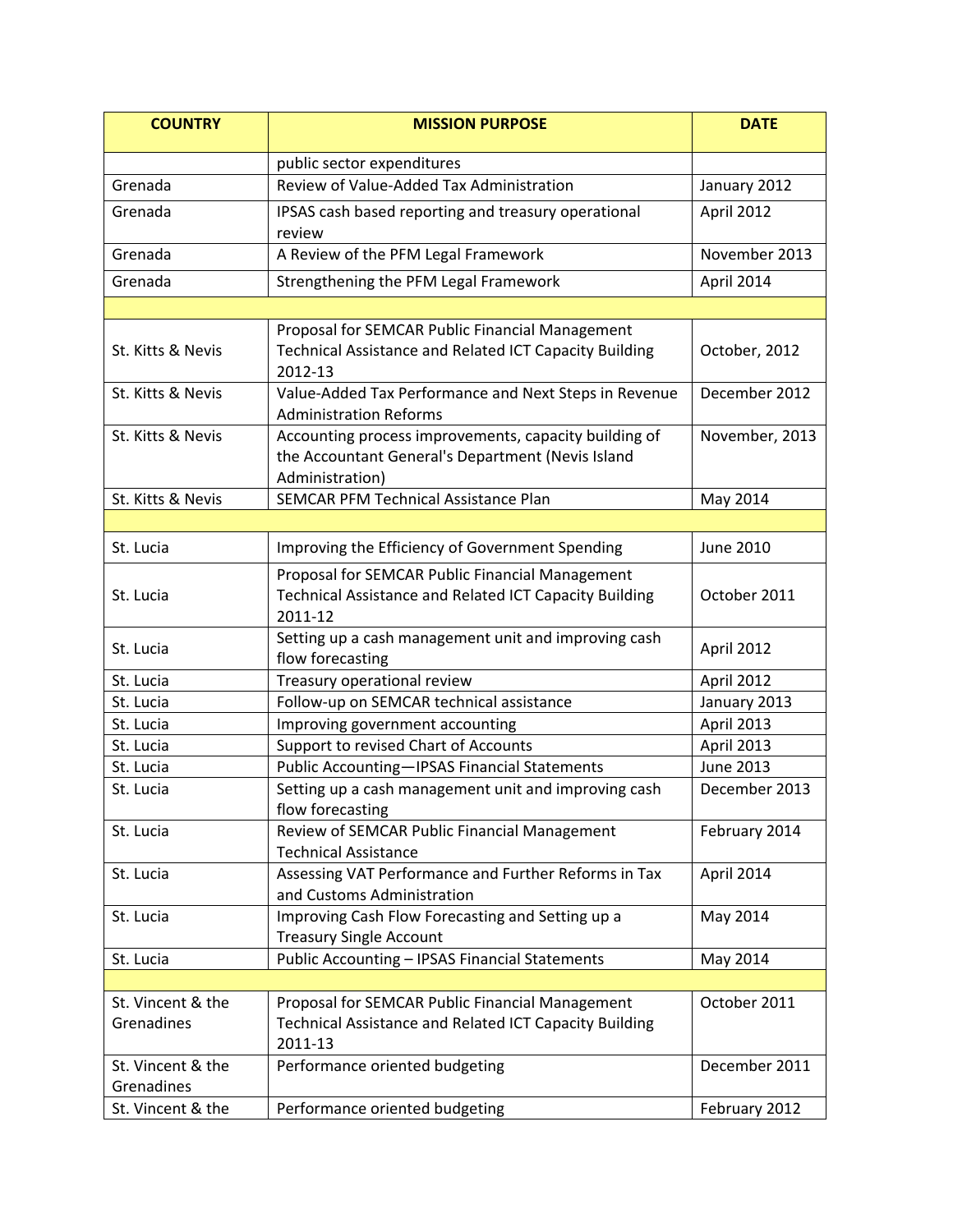| COUNTRY | MISSION PURPOSE | DATE |
|---|---|---|
| | public sector expenditures | |
| Grenada | Review of Value-Added Tax Administration | January 2012 |
| Grenada | IPSAS cash based reporting and treasury operational review | April 2012 |
| Grenada | A Review of the PFM Legal Framework | November 2013 |
| Grenada | Strengthening the PFM Legal Framework | April 2014 |
| | | |
| St. Kitts & Nevis | Proposal for SEMCAR Public Financial Management Technical Assistance and Related ICT Capacity Building 2012-13 | October, 2012 |
| St. Kitts & Nevis | Value-Added Tax Performance and Next Steps in Revenue Administration Reforms | December 2012 |
| St. Kitts & Nevis | Accounting process improvements, capacity building of the Accountant General's Department (Nevis Island Administration) | November, 2013 |
| St. Kitts & Nevis | SEMCAR PFM Technical Assistance Plan | May 2014 |
| | | |
| St. Lucia | Improving the Efficiency of Government Spending | June 2010 |
| St. Lucia | Proposal for SEMCAR Public Financial Management Technical Assistance and Related ICT Capacity Building 2011-12 | October 2011 |
| St. Lucia | Setting up a cash management unit and improving cash flow forecasting | April 2012 |
| St. Lucia | Treasury operational review | April 2012 |
| St. Lucia | Follow-up on SEMCAR technical assistance | January 2013 |
| St. Lucia | Improving government accounting | April 2013 |
| St. Lucia | Support to revised Chart of Accounts | April 2013 |
| St. Lucia | Public Accounting—IPSAS Financial Statements | June 2013 |
| St. Lucia | Setting up a cash management unit and improving cash flow forecasting | December 2013 |
| St. Lucia | Review of SEMCAR Public Financial Management Technical Assistance | February 2014 |
| St. Lucia | Assessing VAT Performance and Further Reforms in Tax and Customs Administration | April 2014 |
| St. Lucia | Improving Cash Flow Forecasting and Setting up a Treasury Single Account | May 2014 |
| St. Lucia | Public Accounting – IPSAS Financial Statements | May 2014 |
| | | |
| St. Vincent & the Grenadines | Proposal for SEMCAR Public Financial Management Technical Assistance and Related ICT Capacity Building 2011-13 | October 2011 |
| St. Vincent & the Grenadines | Performance oriented budgeting | December 2011 |
| St. Vincent & the | Performance oriented budgeting | February 2012 |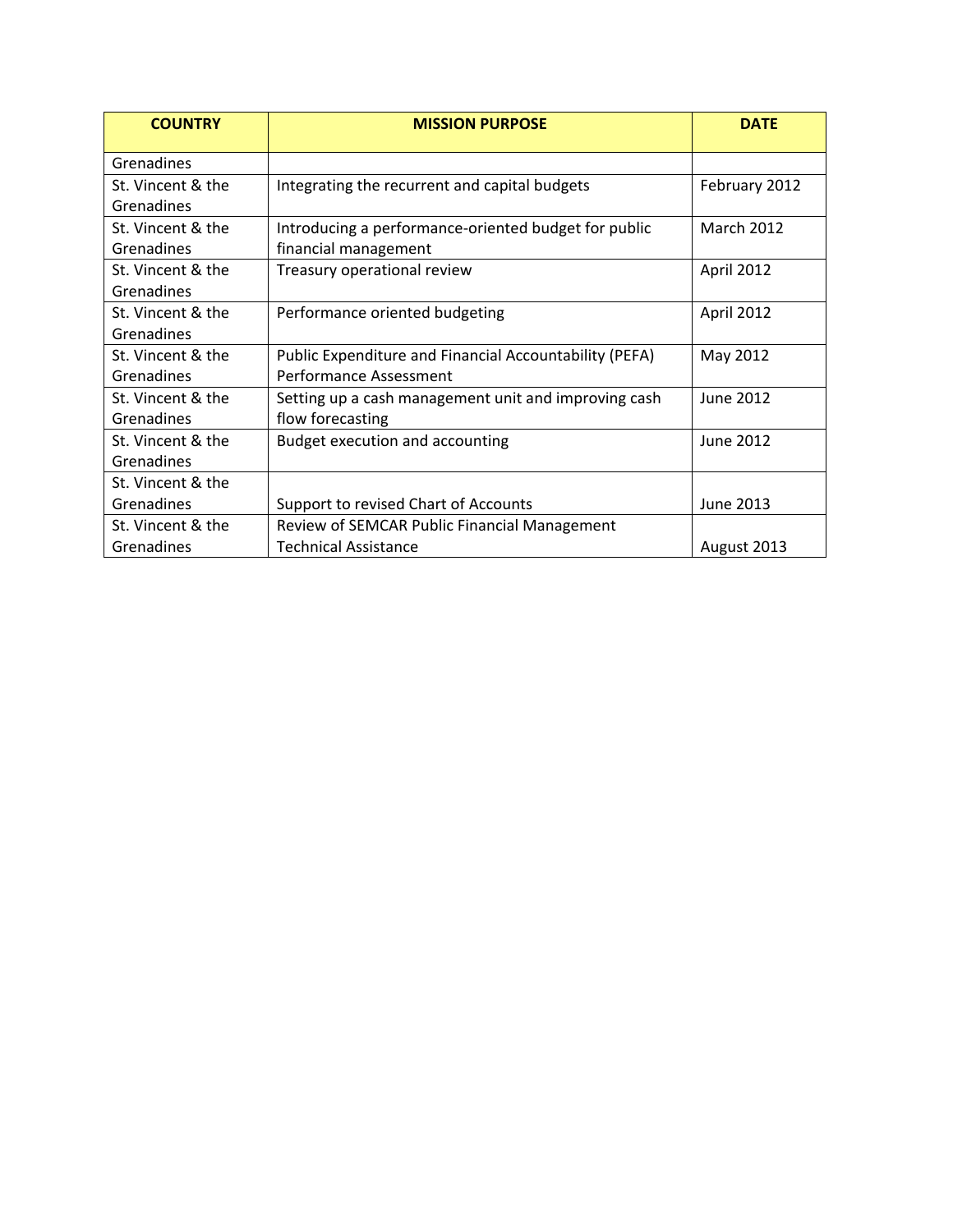| COUNTRY | MISSION PURPOSE | DATE |
| --- | --- | --- |
| Grenadines | | |
| St. Vincent & the Grenadines | Integrating the recurrent and capital budgets | February 2012 |
| St. Vincent & the Grenadines | Introducing a performance-oriented budget for public financial management | March 2012 |
| St. Vincent & the Grenadines | Treasury operational review | April 2012 |
| St. Vincent & the Grenadines | Performance oriented budgeting | April 2012 |
| St. Vincent & the Grenadines | Public Expenditure and Financial Accountability (PEFA) Performance Assessment | May 2012 |
| St. Vincent & the Grenadines | Setting up a cash management unit and improving cash flow forecasting | June 2012 |
| St. Vincent & the Grenadines | Budget execution and accounting | June 2012 |
| St. Vincent & the Grenadines | Support to revised Chart of Accounts | June 2013 |
| St. Vincent & the Grenadines | Review of SEMCAR Public Financial Management Technical Assistance | August 2013 |